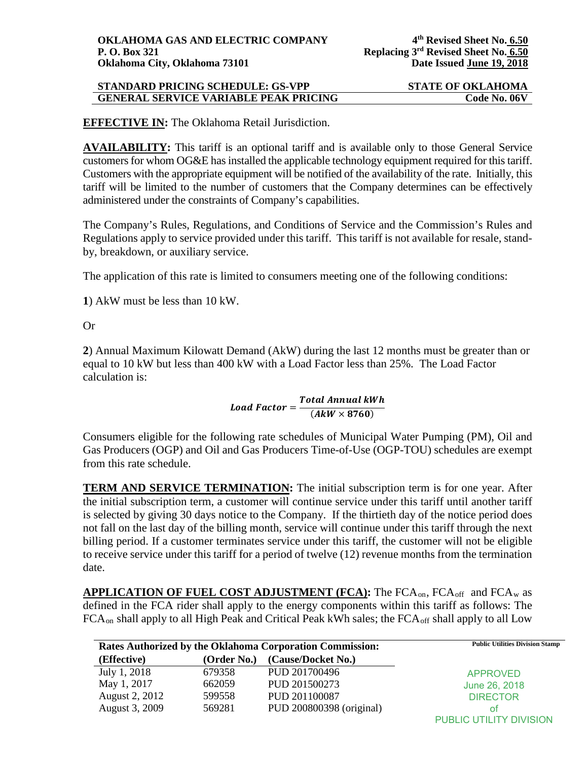**OKLAHOMA GAS AND ELECTRIC COMPANY**
**P. O. Box 321**
**Oklahoma City, Oklahoma 73101**

**4th Revised Sheet No. 6.50**
**Replacing 3rd Revised Sheet No. 6.50**
**Date Issued June 19, 2018**

**STANDARD PRICING SCHEDULE: GS-VPP** — **STATE OF OKLAHOMA**
**GENERAL SERVICE VARIABLE PEAK PRICING** — **Code No. 06V**

**EFFECTIVE IN:** The Oklahoma Retail Jurisdiction.

**AVAILABILITY:** This tariff is an optional tariff and is available only to those General Service customers for whom OG&E has installed the applicable technology equipment required for this tariff. Customers with the appropriate equipment will be notified of the availability of the rate. Initially, this tariff will be limited to the number of customers that the Company determines can be effectively administered under the constraints of Company's capabilities.

The Company's Rules, Regulations, and Conditions of Service and the Commission's Rules and Regulations apply to service provided under this tariff. This tariff is not available for resale, stand-by, breakdown, or auxiliary service.

The application of this rate is limited to consumers meeting one of the following conditions:

**1**) AkW must be less than 10 kW.

Or

**2**) Annual Maximum Kilowatt Demand (AkW) during the last 12 months must be greater than or equal to 10 kW but less than 400 kW with a Load Factor less than 25%. The Load Factor calculation is:

$$\textit{Load Factor} = \frac{\textit{Total Annual kWh}}{(\textit{AkW} \times 8760)}$$

Consumers eligible for the following rate schedules of Municipal Water Pumping (PM), Oil and Gas Producers (OGP) and Oil and Gas Producers Time-of-Use (OGP-TOU) schedules are exempt from this rate schedule.

**TERM AND SERVICE TERMINATION:** The initial subscription term is for one year. After the initial subscription term, a customer will continue service under this tariff until another tariff is selected by giving 30 days notice to the Company. If the thirtieth day of the notice period does not fall on the last day of the billing month, service will continue under this tariff through the next billing period. If a customer terminates service under this tariff, the customer will not be eligible to receive service under this tariff for a period of twelve (12) revenue months from the termination date.

**APPLICATION OF FUEL COST ADJUSTMENT (FCA):** The $FCA_{on}$, $FCA_{off}$ and $FCA_{w}$ as defined in the FCA rider shall apply to the energy components within this tariff as follows: The $FCA_{on}$ shall apply to all High Peak and Critical Peak kWh sales; the $FCA_{off}$ shall apply to all Low

**Rates Authorized by the Oklahoma Corporation Commission:**

| (Effective) | (Order No.) | (Cause/Docket No.) |
|---|---|---|
| July 1, 2018 | 679358 | PUD 201700496 |
| May 1, 2017 | 662059 | PUD 201500273 |
| August 2, 2012 | 599558 | PUD 201100087 |
| August 3, 2009 | 569281 | PUD 200800398 (original) |

Public Utilities Division Stamp

APPROVED
June 26, 2018
DIRECTOR
of
PUBLIC UTILITY DIVISION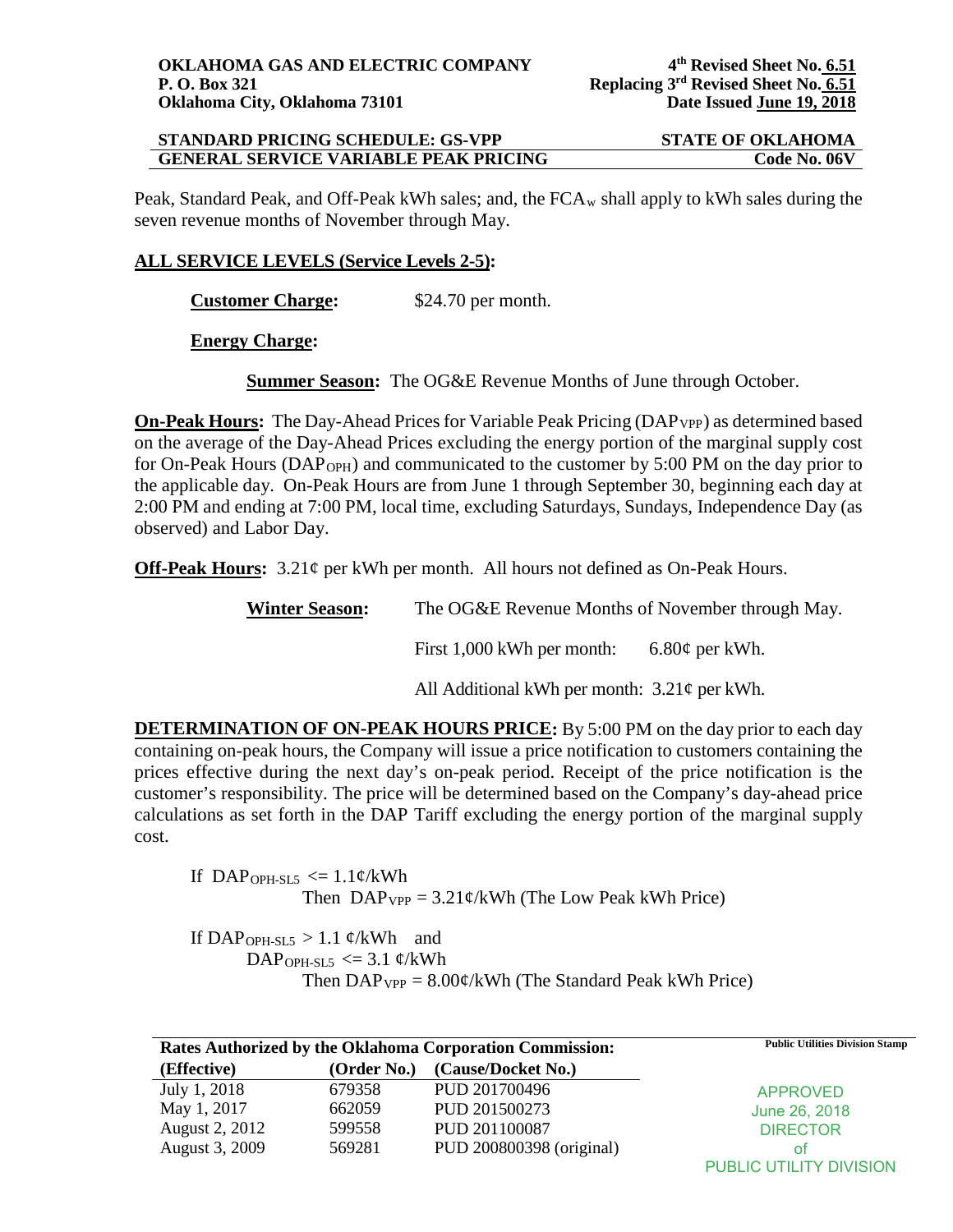Peak, Standard Peak, and Off-Peak kWh sales; and, the $FCA_w$ shall apply to kWh sales during the seven revenue months of November through May.

**ALL SERVICE LEVELS (Service Levels 2-5):**

**Customer Charge:** $24.70 per month.

**Energy Charge:**

**Summer Season:** The OG&E Revenue Months of June through October.

**On-Peak Hours:** The Day-Ahead Prices for Variable Peak Pricing ($DAP_{VPP}$) as determined based on the average of the Day-Ahead Prices excluding the energy portion of the marginal supply cost for On-Peak Hours ($DAP_{OPH}$) and communicated to the customer by 5:00 PM on the day prior to the applicable day. On-Peak Hours are from June 1 through September 30, beginning each day at 2:00 PM and ending at 7:00 PM, local time, excluding Saturdays, Sundays, Independence Day (as observed) and Labor Day.

**Off-Peak Hours:** 3.21¢ per kWh per month. All hours not defined as On-Peak Hours.

**Winter Season:** The OG&E Revenue Months of November through May.

First 1,000 kWh per month: 6.80¢ per kWh.

All Additional kWh per month: 3.21¢ per kWh.

**DETERMINATION OF ON-PEAK HOURS PRICE:** By 5:00 PM on the day prior to each day containing on-peak hours, the Company will issue a price notification to customers containing the prices effective during the next day's on-peak period. Receipt of the price notification is the customer's responsibility. The price will be determined based on the Company's day-ahead price calculations as set forth in the DAP Tariff excluding the energy portion of the marginal supply cost.

If $DAP_{OPH\text{-}SL5} <= 1.1$¢/kWh
Then $DAP_{VPP} = 3.21$¢/kWh (The Low Peak kWh Price)

If $DAP_{OPH\text{-}SL5} > 1.1$ ¢/kWh and
$DAP_{OPH\text{-}SL5} <= 3.1$ ¢/kWh
Then $DAP_{VPP} = 8.00$¢/kWh (The Standard Peak kWh Price)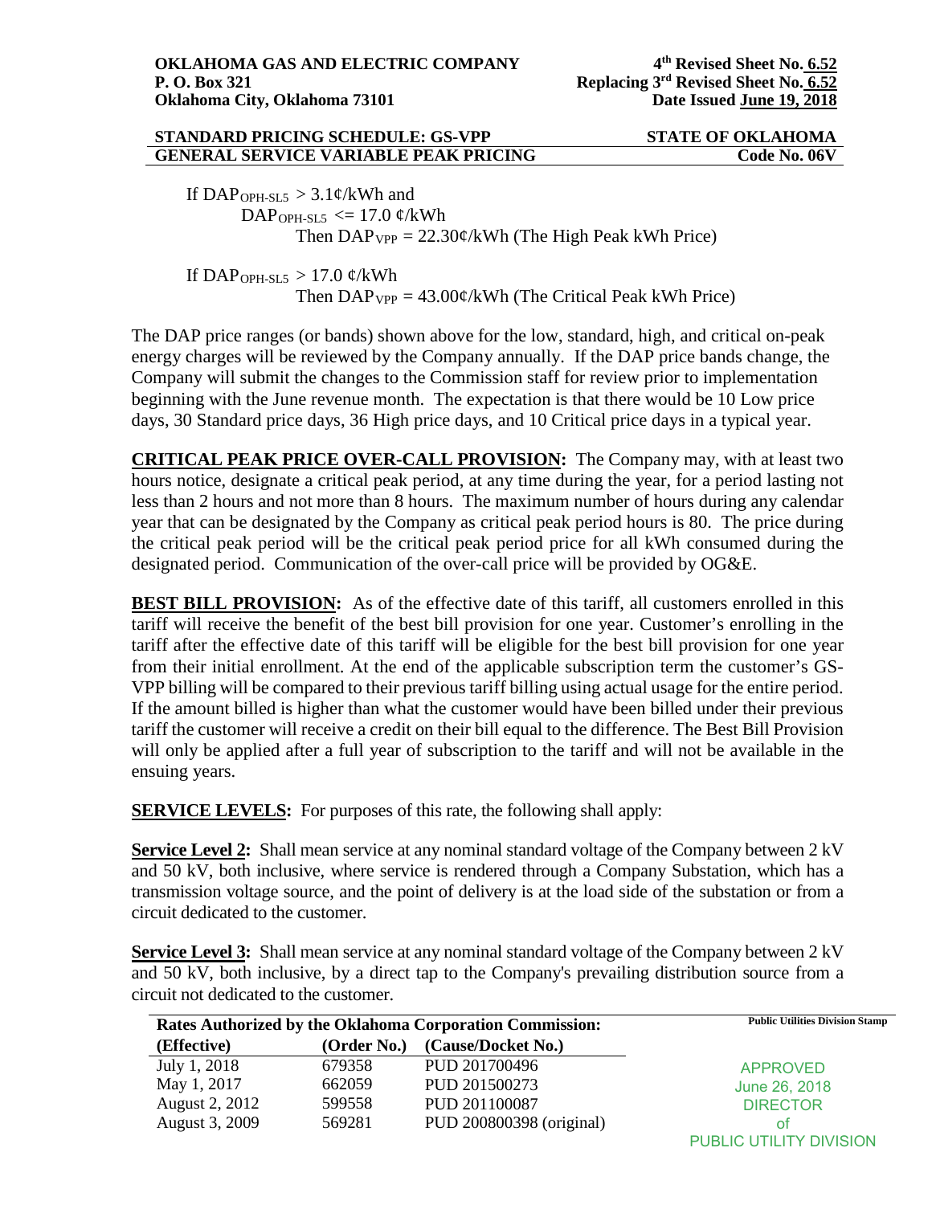If $DAP_{OPH\text{-}SL5}$ > 3.1¢/kWh and
$DAP_{OPH\text{-}SL5}$ <= 17.0 ¢/kWh
Then $DAP_{VPP}$ = 22.30¢/kWh (The High Peak kWh Price)

If $DAP_{OPH\text{-}SL5}$ > 17.0 ¢/kWh
Then $DAP_{VPP}$ = 43.00¢/kWh (The Critical Peak kWh Price)

The DAP price ranges (or bands) shown above for the low, standard, high, and critical on-peak energy charges will be reviewed by the Company annually. If the DAP price bands change, the Company will submit the changes to the Commission staff for review prior to implementation beginning with the June revenue month. The expectation is that there would be 10 Low price days, 30 Standard price days, 36 High price days, and 10 Critical price days in a typical year.

**CRITICAL PEAK PRICE OVER-CALL PROVISION:** The Company may, with at least two hours notice, designate a critical peak period, at any time during the year, for a period lasting not less than 2 hours and not more than 8 hours. The maximum number of hours during any calendar year that can be designated by the Company as critical peak period hours is 80. The price during the critical peak period will be the critical peak period price for all kWh consumed during the designated period. Communication of the over-call price will be provided by OG&E.

**BEST BILL PROVISION:** As of the effective date of this tariff, all customers enrolled in this tariff will receive the benefit of the best bill provision for one year. Customer's enrolling in the tariff after the effective date of this tariff will be eligible for the best bill provision for one year from their initial enrollment. At the end of the applicable subscription term the customer's GS-VPP billing will be compared to their previous tariff billing using actual usage for the entire period. If the amount billed is higher than what the customer would have been billed under their previous tariff the customer will receive a credit on their bill equal to the difference. The Best Bill Provision will only be applied after a full year of subscription to the tariff and will not be available in the ensuing years.

**SERVICE LEVELS:** For purposes of this rate, the following shall apply:

**Service Level 2:** Shall mean service at any nominal standard voltage of the Company between 2 kV and 50 kV, both inclusive, where service is rendered through a Company Substation, which has a transmission voltage source, and the point of delivery is at the load side of the substation or from a circuit dedicated to the customer.

**Service Level 3:** Shall mean service at any nominal standard voltage of the Company between 2 kV and 50 kV, both inclusive, by a direct tap to the Company's prevailing distribution source from a circuit not dedicated to the customer.

**Rates Authorized by the Oklahoma Corporation Commission:**

| (Effective) | (Order No.) | (Cause/Docket No.) |
|---|---|---|
| July 1, 2018 | 679358 | PUD 201700496 |
| May 1, 2017 | 662059 | PUD 201500273 |
| August 2, 2012 | 599558 | PUD 201100087 |
| August 3, 2009 | 569281 | PUD 200800398 (original) |

Public Utilities Division Stamp

APPROVED
June 26, 2018
DIRECTOR
of
PUBLIC UTILITY DIVISION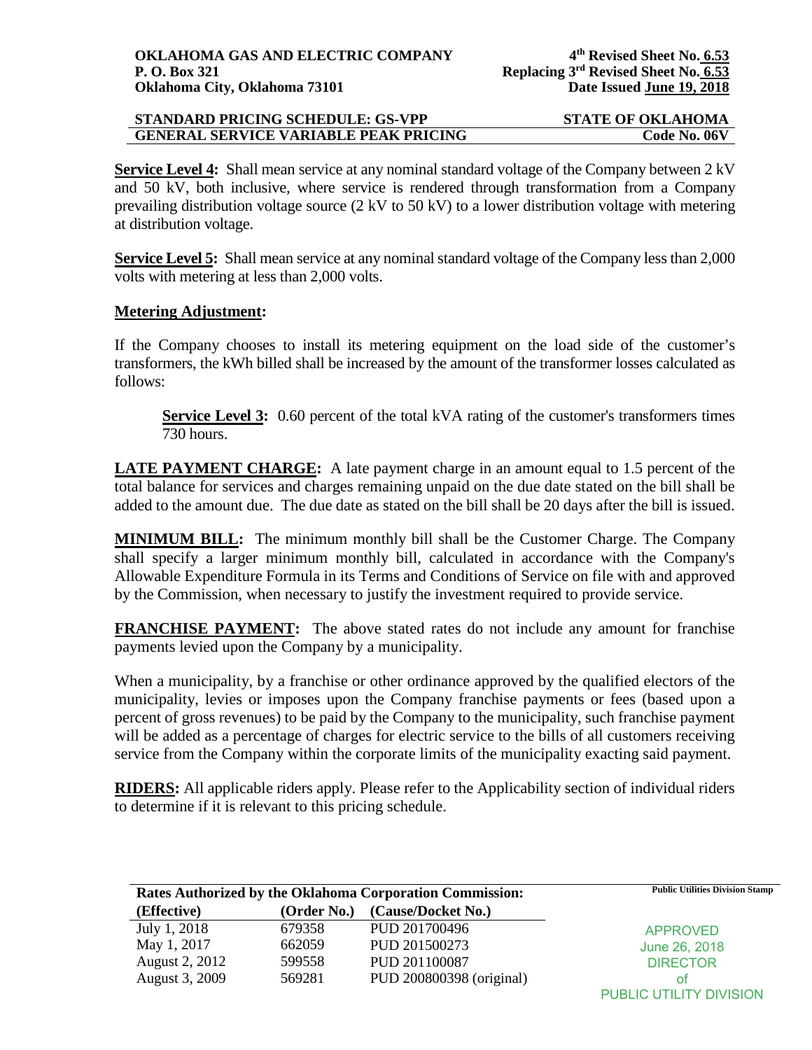**OKLAHOMA GAS AND ELECTRIC COMPANY**
**P. O. Box 321**
**Oklahoma City, Oklahoma 73101**

**4th Revised Sheet No. 6.53**
**Replacing 3rd Revised Sheet No. 6.53**
**Date Issued June 19, 2018**

**STANDARD PRICING SCHEDULE: GS-VPP** — **STATE OF OKLAHOMA**
**GENERAL SERVICE VARIABLE PEAK PRICING** — **Code No. 06V**

**Service Level 4:** Shall mean service at any nominal standard voltage of the Company between 2 kV and 50 kV, both inclusive, where service is rendered through transformation from a Company prevailing distribution voltage source (2 kV to 50 kV) to a lower distribution voltage with metering at distribution voltage.

**Service Level 5:** Shall mean service at any nominal standard voltage of the Company less than 2,000 volts with metering at less than 2,000 volts.

**Metering Adjustment:**

If the Company chooses to install its metering equipment on the load side of the customer's transformers, the kWh billed shall be increased by the amount of the transformer losses calculated as follows:

> **Service Level 3:** 0.60 percent of the total kVA rating of the customer's transformers times 730 hours.

**LATE PAYMENT CHARGE:** A late payment charge in an amount equal to 1.5 percent of the total balance for services and charges remaining unpaid on the due date stated on the bill shall be added to the amount due. The due date as stated on the bill shall be 20 days after the bill is issued.

**MINIMUM BILL:** The minimum monthly bill shall be the Customer Charge. The Company shall specify a larger minimum monthly bill, calculated in accordance with the Company's Allowable Expenditure Formula in its Terms and Conditions of Service on file with and approved by the Commission, when necessary to justify the investment required to provide service.

**FRANCHISE PAYMENT:** The above stated rates do not include any amount for franchise payments levied upon the Company by a municipality.

When a municipality, by a franchise or other ordinance approved by the qualified electors of the municipality, levies or imposes upon the Company franchise payments or fees (based upon a percent of gross revenues) to be paid by the Company to the municipality, such franchise payment will be added as a percentage of charges for electric service to the bills of all customers receiving service from the Company within the corporate limits of the municipality exacting said payment.

**RIDERS:** All applicable riders apply. Please refer to the Applicability section of individual riders to determine if it is relevant to this pricing schedule.

**Rates Authorized by the Oklahoma Corporation Commission:**

| (Effective) | (Order No.) | (Cause/Docket No.) |
|---|---|---|
| July 1, 2018 | 679358 | PUD 201700496 |
| May 1, 2017 | 662059 | PUD 201500273 |
| August 2, 2012 | 599558 | PUD 201100087 |
| August 3, 2009 | 569281 | PUD 200800398 (original) |

Public Utilities Division Stamp

APPROVED
June 26, 2018
DIRECTOR
of
PUBLIC UTILITY DIVISION